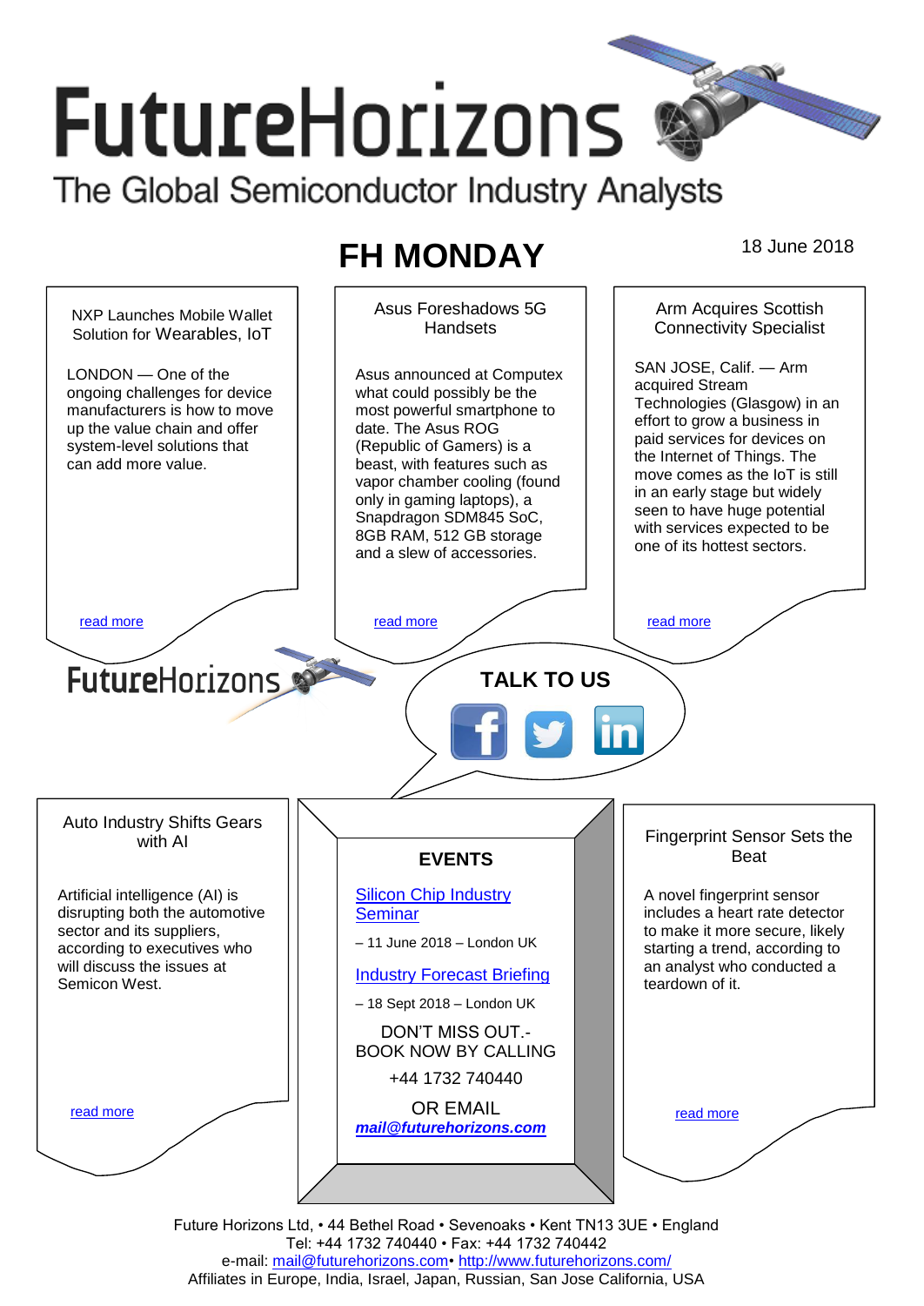# FutureHorizons

The Global Semiconductor Industry Analysts

## FH MONDAY

18 June 2018

### NXP Launches Mobile Wallet Solution for Wearables, IoT

LONDON — One of the ongoing challenges for device manufacturers is how to move up the value chain and offer system-level solutions that can add more value.

read more

### Asus Foreshadows 5G Handsets

Asus announced at Computex what could possibly be the most powerful smartphone to date. The Asus ROG (Republic of Gamers) is a beast, with features such as vapor chamber cooling (found only in gaming laptops), a Snapdragon SDM845 SoC, 8GB RAM, 512 GB storage and a slew of accessories.

read more

### Arm Acquires Scottish Connectivity Specialist

SAN JOSE, Calif. — Arm acquired Stream Technologies (Glasgow) in an effort to grow a business in paid services for devices on the Internet of Things. The move comes as the IoT is still in an early stage but widely seen to have huge potential with services expected to be one of its hottest sectors.

read more

FutureHorizons

**TALK TO US**

### Auto Industry Shifts Gears with AI

Artificial intelligence (AI) is disrupting both the automotive sector and its suppliers, according to executives who will discuss the issues at Semicon West.

read more

### EVENTS

[Silicon Chip Industry Seminar]

– 11 June 2018 – London UK

[Industry Forecast Briefing]

– 18 Sept 2018 – London UK

DON'T MISS OUT.- BOOK NOW BY CALLING

+44 1732 740440

OR EMAIL

***mail@futurehorizons.com***

### Fingerprint Sensor Sets the Beat

A novel fingerprint sensor includes a heart rate detector to make it more secure, likely starting a trend, according to an analyst who conducted a teardown of it.

read more

Future Horizons Ltd, • 44 Bethel Road • Sevenoaks • Kent TN13 3UE • England
Tel: +44 1732 740440 • Fax: +44 1732 740442
e-mail: mail@futurehorizons.com• http://www.futurehorizons.com/
Affiliates in Europe, India, Israel, Japan, Russian, San Jose California, USA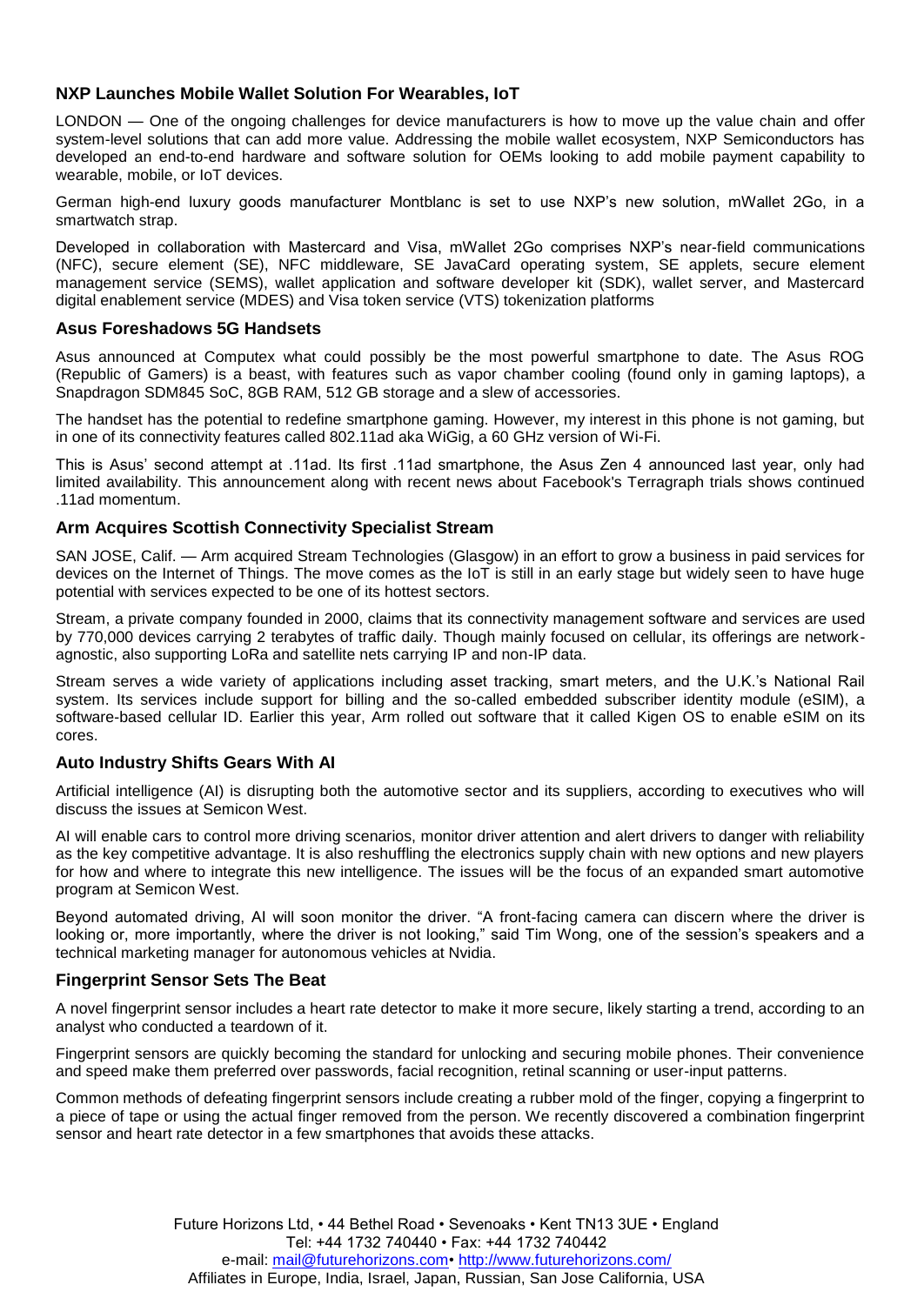## NXP Launches Mobile Wallet Solution For Wearables, IoT

LONDON — One of the ongoing challenges for device manufacturers is how to move up the value chain and offer system-level solutions that can add more value. Addressing the mobile wallet ecosystem, NXP Semiconductors has developed an end-to-end hardware and software solution for OEMs looking to add mobile payment capability to wearable, mobile, or IoT devices.

German high-end luxury goods manufacturer Montblanc is set to use NXP's new solution, mWallet 2Go, in a smartwatch strap.

Developed in collaboration with Mastercard and Visa, mWallet 2Go comprises NXP's near-field communications (NFC), secure element (SE), NFC middleware, SE JavaCard operating system, SE applets, secure element management service (SEMS), wallet application and software developer kit (SDK), wallet server, and Mastercard digital enablement service (MDES) and Visa token service (VTS) tokenization platforms

## Asus Foreshadows 5G Handsets

Asus announced at Computex what could possibly be the most powerful smartphone to date. The Asus ROG (Republic of Gamers) is a beast, with features such as vapor chamber cooling (found only in gaming laptops), a Snapdragon SDM845 SoC, 8GB RAM, 512 GB storage and a slew of accessories.

The handset has the potential to redefine smartphone gaming. However, my interest in this phone is not gaming, but in one of its connectivity features called 802.11ad aka WiGig, a 60 GHz version of Wi-Fi.

This is Asus' second attempt at .11ad. Its first .11ad smartphone, the Asus Zen 4 announced last year, only had limited availability. This announcement along with recent news about Facebook's Terragraph trials shows continued .11ad momentum.

## Arm Acquires Scottish Connectivity Specialist Stream

SAN JOSE, Calif. — Arm acquired Stream Technologies (Glasgow) in an effort to grow a business in paid services for devices on the Internet of Things. The move comes as the IoT is still in an early stage but widely seen to have huge potential with services expected to be one of its hottest sectors.

Stream, a private company founded in 2000, claims that its connectivity management software and services are used by 770,000 devices carrying 2 terabytes of traffic daily. Though mainly focused on cellular, its offerings are network-agnostic, also supporting LoRa and satellite nets carrying IP and non-IP data.

Stream serves a wide variety of applications including asset tracking, smart meters, and the U.K.'s National Rail system. Its services include support for billing and the so-called embedded subscriber identity module (eSIM), a software-based cellular ID. Earlier this year, Arm rolled out software that it called Kigen OS to enable eSIM on its cores.

## Auto Industry Shifts Gears With AI

Artificial intelligence (AI) is disrupting both the automotive sector and its suppliers, according to executives who will discuss the issues at Semicon West.

AI will enable cars to control more driving scenarios, monitor driver attention and alert drivers to danger with reliability as the key competitive advantage. It is also reshuffling the electronics supply chain with new options and new players for how and where to integrate this new intelligence. The issues will be the focus of an expanded smart automotive program at Semicon West.

Beyond automated driving, AI will soon monitor the driver. "A front-facing camera can discern where the driver is looking or, more importantly, where the driver is not looking," said Tim Wong, one of the session's speakers and a technical marketing manager for autonomous vehicles at Nvidia.

## Fingerprint Sensor Sets The Beat

A novel fingerprint sensor includes a heart rate detector to make it more secure, likely starting a trend, according to an analyst who conducted a teardown of it.

Fingerprint sensors are quickly becoming the standard for unlocking and securing mobile phones. Their convenience and speed make them preferred over passwords, facial recognition, retinal scanning or user-input patterns.

Common methods of defeating fingerprint sensors include creating a rubber mold of the finger, copying a fingerprint to a piece of tape or using the actual finger removed from the person. We recently discovered a combination fingerprint sensor and heart rate detector in a few smartphones that avoids these attacks.

Future Horizons Ltd, • 44 Bethel Road • Sevenoaks • Kent TN13 3UE • England
Tel: +44 1732 740440 • Fax: +44 1732 740442
e-mail: mail@futurehorizons.com• http://www.futurehorizons.com/
Affiliates in Europe, India, Israel, Japan, Russian, San Jose California, USA